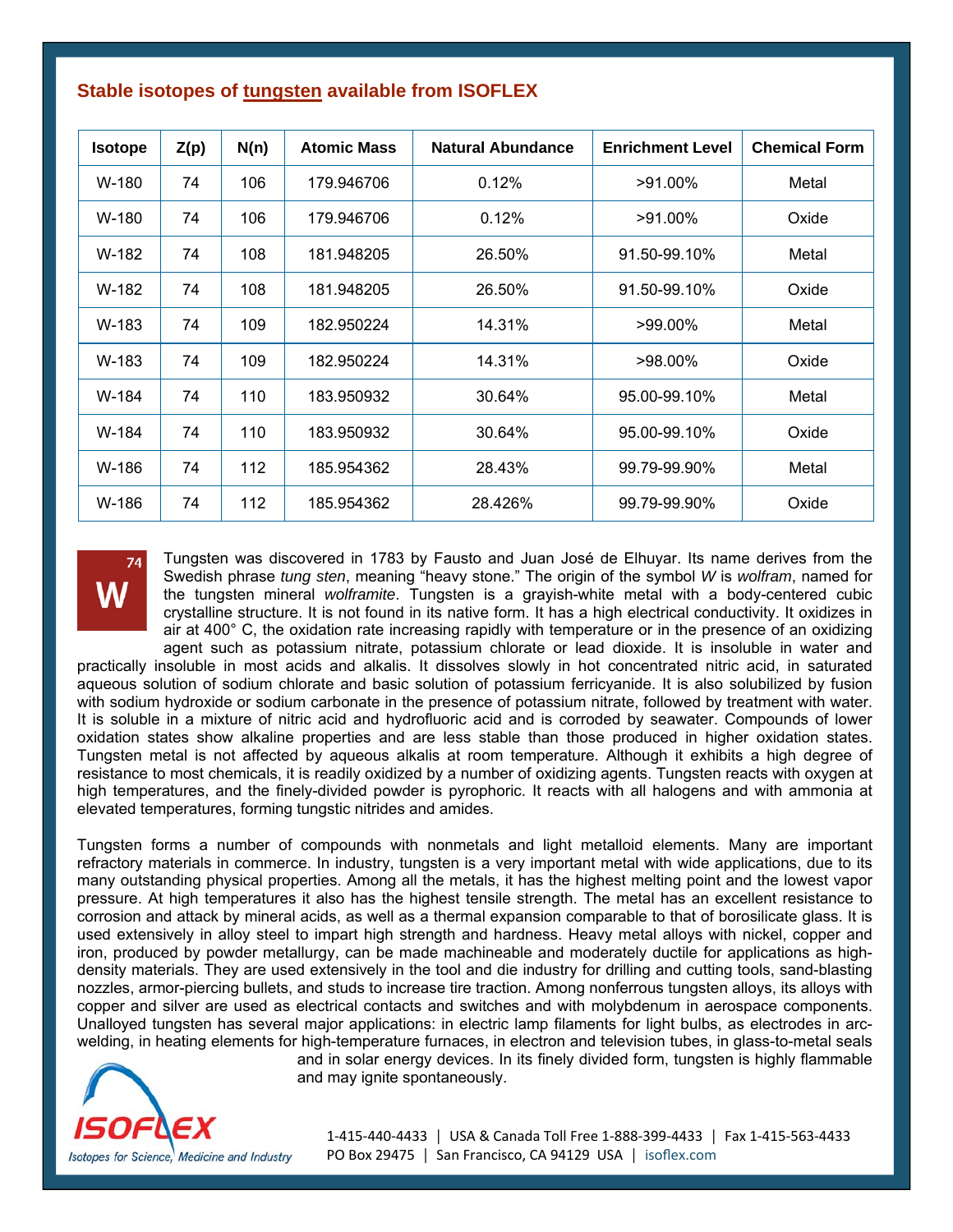## Stable isotopes of tungsten available from ISOFLEX

| Isotope | Z(p) | N(n) | Atomic Mass | Natural Abundance | Enrichment Level | Chemical Form |
|---|---|---|---|---|---|---|
| W-180 | 74 | 106 | 179.946706 | 0.12% | >91.00% | Metal |
| W-180 | 74 | 106 | 179.946706 | 0.12% | >91.00% | Oxide |
| W-182 | 74 | 108 | 181.948205 | 26.50% | 91.50-99.10% | Metal |
| W-182 | 74 | 108 | 181.948205 | 26.50% | 91.50-99.10% | Oxide |
| W-183 | 74 | 109 | 182.950224 | 14.31% | >99.00% | Metal |
| W-183 | 74 | 109 | 182.950224 | 14.31% | >98.00% | Oxide |
| W-184 | 74 | 110 | 183.950932 | 30.64% | 95.00-99.10% | Metal |
| W-184 | 74 | 110 | 183.950932 | 30.64% | 95.00-99.10% | Oxide |
| W-186 | 74 | 112 | 185.954362 | 28.43% | 99.79-99.90% | Metal |
| W-186 | 74 | 112 | 185.954362 | 28.426% | 99.79-99.90% | Oxide |

74
**W**

Tungsten was discovered in 1783 by Fausto and Juan José de Elhuyar. Its name derives from the Swedish phrase *tung sten*, meaning "heavy stone." The origin of the symbol *W* is *wolfram*, named for the tungsten mineral *wolframite*. Tungsten is a grayish-white metal with a body-centered cubic crystalline structure. It is not found in its native form. It has a high electrical conductivity. It oxidizes in air at 400° C, the oxidation rate increasing rapidly with temperature or in the presence of an oxidizing agent such as potassium nitrate, potassium chlorate or lead dioxide. It is insoluble in water and practically insoluble in most acids and alkalis. It dissolves slowly in hot concentrated nitric acid, in saturated aqueous solution of sodium chlorate and basic solution of potassium ferricyanide. It is also solubilized by fusion with sodium hydroxide or sodium carbonate in the presence of potassium nitrate, followed by treatment with water. It is soluble in a mixture of nitric acid and hydrofluoric acid and is corroded by seawater. Compounds of lower oxidation states show alkaline properties and are less stable than those produced in higher oxidation states. Tungsten metal is not affected by aqueous alkalis at room temperature. Although it exhibits a high degree of resistance to most chemicals, it is readily oxidized by a number of oxidizing agents. Tungsten reacts with oxygen at high temperatures, and the finely-divided powder is pyrophoric. It reacts with all halogens and with ammonia at elevated temperatures, forming tungstic nitrides and amides.

Tungsten forms a number of compounds with nonmetals and light metalloid elements. Many are important refractory materials in commerce. In industry, tungsten is a very important metal with wide applications, due to its many outstanding physical properties. Among all the metals, it has the highest melting point and the lowest vapor pressure. At high temperatures it also has the highest tensile strength. The metal has an excellent resistance to corrosion and attack by mineral acids, as well as a thermal expansion comparable to that of borosilicate glass. It is used extensively in alloy steel to impart high strength and hardness. Heavy metal alloys with nickel, copper and iron, produced by powder metallurgy, can be made machineable and moderately ductile for applications as high-density materials. They are used extensively in the tool and die industry for drilling and cutting tools, sand-blasting nozzles, armor-piercing bullets, and studs to increase tire traction. Among nonferrous tungsten alloys, its alloys with copper and silver are used as electrical contacts and switches and with molybdenum in aerospace components. Unalloyed tungsten has several major applications: in electric lamp filaments for light bulbs, as electrodes in arc-welding, in heating elements for high-temperature furnaces, in electron and television tubes, in glass-to-metal seals and in solar energy devices. In its finely divided form, tungsten is highly flammable and may ignite spontaneously.

ISOFLEX
Isotopes for Science, Medicine and Industry

1-415-440-4433 | USA & Canada Toll Free 1-888-399-4433 | Fax 1-415-563-4433
PO Box 29475 | San Francisco, CA 94129 USA | isoflex.com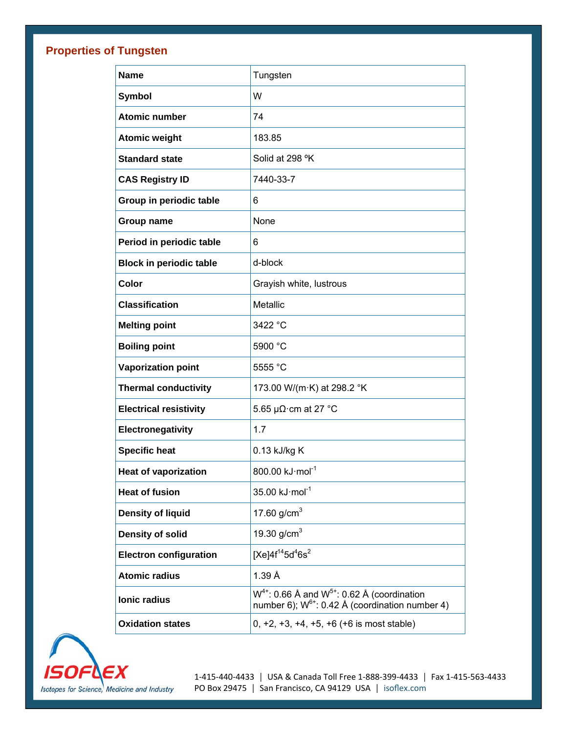## Properties of Tungsten

| | |
|---|---|
| **Name** | Tungsten |
| **Symbol** | W |
| **Atomic number** | 74 |
| **Atomic weight** | 183.85 |
| **Standard state** | Solid at 298 ºK |
| **CAS Registry ID** | 7440-33-7 |
| **Group in periodic table** | 6 |
| **Group name** | None |
| **Period in periodic table** | 6 |
| **Block in periodic table** | d-block |
| **Color** | Grayish white, lustrous |
| **Classification** | Metallic |
| **Melting point** | 3422 °C |
| **Boiling point** | 5900 °C |
| **Vaporization point** | 5555 °C |
| **Thermal conductivity** | 173.00 W/(m·K) at 298.2 °K |
| **Electrical resistivity** | 5.65 µΩ·cm at 27 °C |
| **Electronegativity** | 1.7 |
| **Specific heat** | 0.13 kJ/kg K |
| **Heat of vaporization** | 800.00 $kJ \cdot mol^{-1}$ |
| **Heat of fusion** | 35.00 $kJ \cdot mol^{-1}$ |
| **Density of liquid** | 17.60 $g/cm^3$ |
| **Density of solid** | 19.30 $g/cm^3$ |
| **Electron configuration** | $[Xe]4f^{14}5d^4 6s^2$ |
| **Atomic radius** | 1.39 Å |
| **Ionic radius** | $W^{4+}$: 0.66 Å and $W^{5+}$: 0.62 Å (coordination number 6); $W^{6+}$: 0.42 Å (coordination number 4) |
| **Oxidation states** | 0, +2, +3, +4, +5, +6 (+6 is most stable) |

ISOFLEX
Isotopes for Science, Medicine and Industry

1-415-440-4433 | USA & Canada Toll Free 1-888-399-4433 | Fax 1-415-563-4433
PO Box 29475 | San Francisco, CA 94129 USA | isoflex.com